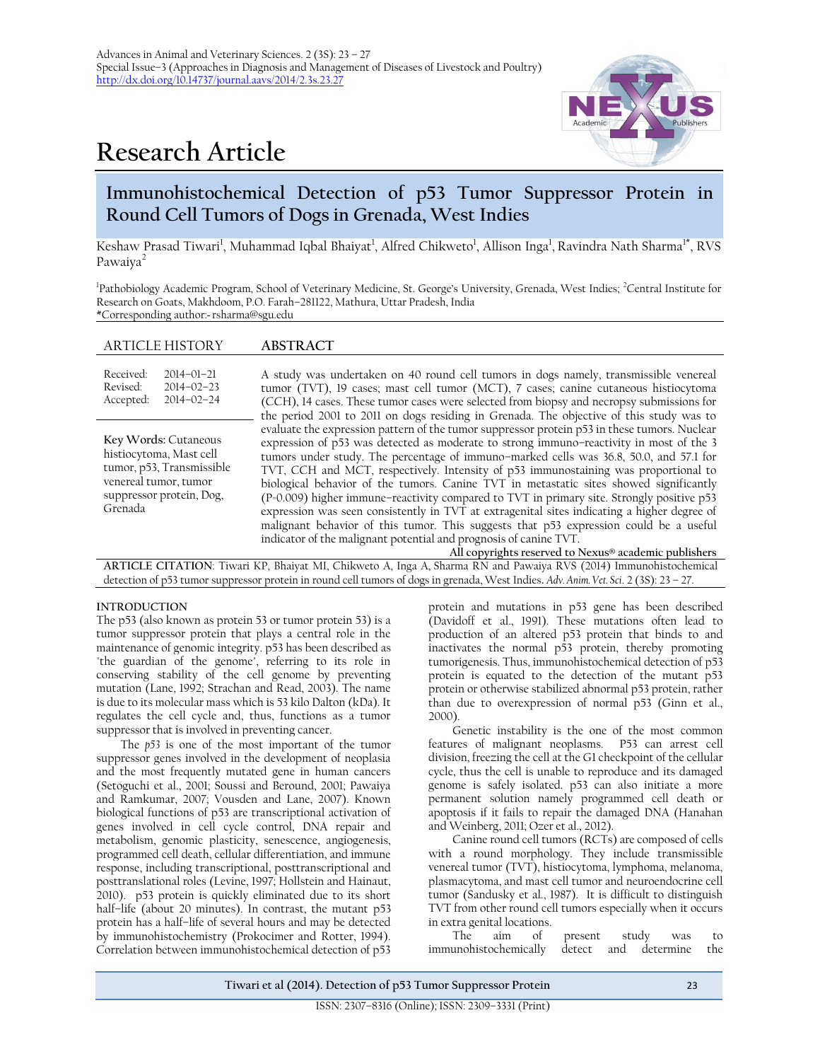# Research Article

## Immunohistochemical Detection of p53 Tumor Suppressor Protein in Round Cell Tumors of Dogs in Grenada, West Indies

Keshaw Prasad Tiwari[1], Muhammad Iqbal Bhaiyat[1], Alfred Chikweto[1], Allison Inga[1], Ravindra Nath Sharma[1*], RVS Pawaiya[2]

[1]Pathobiology Academic Program, School of Veterinary Medicine, St. George's University, Grenada, West Indies; [2]Central Institute for Research on Goats, Makhdoom, P.O. Farah–281122, Mathura, Uttar Pradesh, India
*Corresponding author:- rsharma@sgu.edu

### ARTICLE HISTORY

Received: 2014–01–21
Revised: 2014–02–23
Accepted: 2014–02–24

**Key Words:** Cutaneous histiocytoma, Mast cell tumor, p53, Transmissible venereal tumor, tumor suppressor protein, Dog, Grenada

### ABSTRACT

A study was undertaken on 40 round cell tumors in dogs namely, transmissible venereal tumor (TVT), 19 cases; mast cell tumor (MCT), 7 cases; canine cutaneous histiocytoma (CCH), 14 cases. These tumor cases were selected from biopsy and necropsy submissions for the period 2001 to 2011 on dogs residing in Grenada. The objective of this study was to evaluate the expression pattern of the tumor suppressor protein p53 in these tumors. Nuclear expression of p53 was detected as moderate to strong immuno–reactivity in most of the 3 tumors under study. The percentage of immuno–marked cells was 36.8, 50.0, and 57.1 for TVT, CCH and MCT, respectively. Intensity of p53 immunostaining was proportional to biological behavior of the tumors. Canine TVT in metastatic sites showed significantly (P=0.009) higher immune–reactivity compared to TVT in primary site. Strongly positive p53 expression was seen consistently in TVT at extragenital sites indicating a higher degree of malignant behavior of this tumor. This suggests that p53 expression could be a useful indicator of the malignant potential and prognosis of canine TVT.

All copyrights reserved to Nexus® academic publishers

**ARTICLE CITATION**: Tiwari KP, Bhaiyat MI, Chikweto A, Inga A, Sharma RN and Pawaiya RVS (2014) Immunohistochemical detection of p53 tumor suppressor protein in round cell tumors of dogs in grenada, West Indies. *Adv. Anim. Vet. Sci.* 2 (3S): 23 – 27.

### INTRODUCTION

The p53 (also known as protein 53 or tumor protein 53) is a tumor suppressor protein that plays a central role in the maintenance of genomic integrity. p53 has been described as "the guardian of the genome", referring to its role in conserving stability of the cell genome by preventing mutation (Lane, 1992; Strachan and Read, 2003). The name is due to its molecular mass which is 53 kilo Dalton (kDa). It regulates the cell cycle and, thus, functions as a tumor suppressor that is involved in preventing cancer.

The *p53* is one of the most important of the tumor suppressor genes involved in the development of neoplasia and the most frequently mutated gene in human cancers (Setoguchi et al., 2001; Soussi and Beround, 2001; Pawaiya and Ramkumar, 2007; Vousden and Lane, 2007). Known biological functions of p53 are transcriptional activation of genes involved in cell cycle control, DNA repair and metabolism, genomic plasticity, senescence, angiogenesis, programmed cell death, cellular differentiation, and immune response, including transcriptional, posttranscriptional and posttranslational roles (Levine, 1997; Hollstein and Hainaut, 2010). p53 protein is quickly eliminated due to its short half–life (about 20 minutes). In contrast, the mutant p53 protein has a half–life of several hours and may be detected by immunohistochemistry (Prokocimer and Rotter, 1994). Correlation between immunohistochemical detection of p53 protein and mutations in p53 gene has been described (Davidoff et al., 1991). These mutations often lead to production of an altered p53 protein that binds to and inactivates the normal p53 protein, thereby promoting tumorigenesis. Thus, immunohistochemical detection of p53 protein is equated to the detection of the mutant p53 protein or otherwise stabilized abnormal p53 protein, rather than due to overexpression of normal p53 (Ginn et al., 2000).

Genetic instability is the one of the most common features of malignant neoplasms. P53 can arrest cell division, freezing the cell at the G1 checkpoint of the cellular cycle, thus the cell is unable to reproduce and its damaged genome is safely isolated. p53 can also initiate a more permanent solution namely programmed cell death or apoptosis if it fails to repair the damaged DNA (Hanahan and Weinberg, 2011; Ozer et al., 2012).

Canine round cell tumors (RCTs) are composed of cells with a round morphology. They include transmissible venereal tumor (TVT), histiocytoma, lymphoma, melanoma, plasmacytoma, and mast cell tumor and neuroendocrine cell tumor (Sandusky et al., 1987). It is difficult to distinguish TVT from other round cell tumors especially when it occurs in extra genital locations.

The aim of present study was to immunohistochemically detect and determine the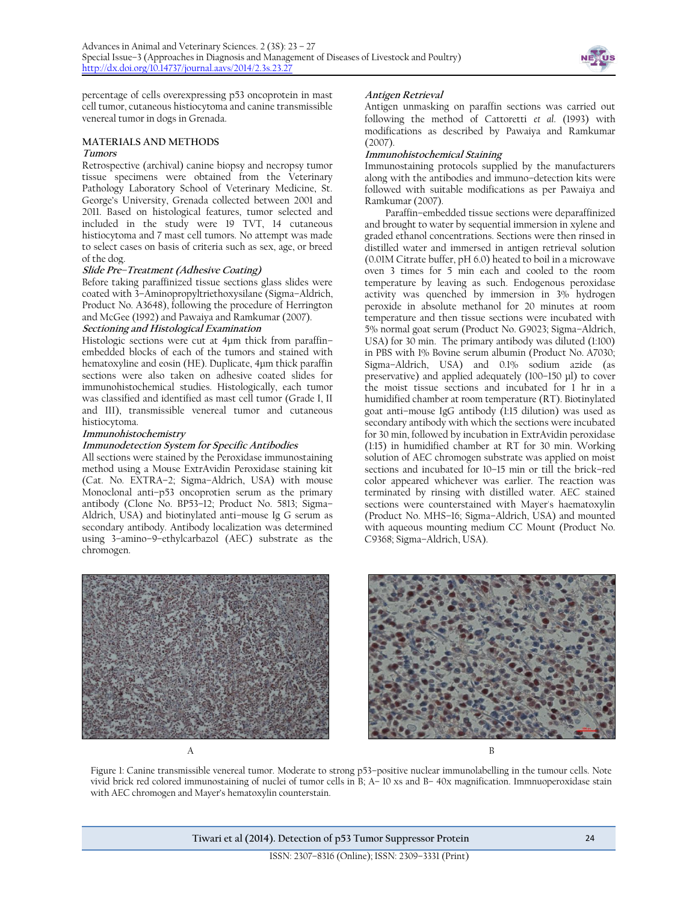percentage of cells overexpressing p53 oncoprotein in mast cell tumor, cutaneous histiocytoma and canine transmissible venereal tumor in dogs in Grenada.

## MATERIALS AND METHODS

### Tumors

Retrospective (archival) canine biopsy and necropsy tumor tissue specimens were obtained from the Veterinary Pathology Laboratory School of Veterinary Medicine, St. George's University, Grenada collected between 2001 and 2011. Based on histological features, tumor selected and included in the study were 19 TVT, 14 cutaneous histiocytoma and 7 mast cell tumors. No attempt was made to select cases on basis of criteria such as sex, age, or breed of the dog.

### Slide Pre–Treatment (Adhesive Coating)

Before taking paraffinized tissue sections glass slides were coated with 3–Aminopropyltriethoxysilane (Sigma–Aldrich, Product No. A3648), following the procedure of Herrington and McGee (1992) and Pawaiya and Ramkumar (2007).

### Sectioning and Histological Examination

Histologic sections were cut at 4μm thick from paraffin–embedded blocks of each of the tumors and stained with hematoxyline and eosin (HE). Duplicate, 4μm thick paraffin sections were also taken on adhesive coated slides for immunohistochemical studies. Histologically, each tumor was classified and identified as mast cell tumor (Grade I, II and III), transmissible venereal tumor and cutaneous histiocytoma.

### Immunohistochemistry

#### Immunodetection System for Specific Antibodies

All sections were stained by the Peroxidase immunostaining method using a Mouse ExtrAvidin Peroxidase staining kit (Cat. No. EXTRA–2; Sigma–Aldrich, USA) with mouse Monoclonal anti–p53 oncoprotien serum as the primary antibody (Clone No. BP53–12; Product No. 5813; Sigma–Aldrich, USA) and biotinylated anti–mouse Ig G serum as secondary antibody. Antibody localization was determined using 3–amino–9–ethylcarbazol (AEC) substrate as the chromogen.

#### Antigen Retrieval

Antigen unmasking on paraffin sections was carried out following the method of Cattoretti *et al.* (1993) with modifications as described by Pawaiya and Ramkumar (2007).

#### Immunohistochemical Staining

Immunostaining protocols supplied by the manufacturers along with the antibodies and immuno–detection kits were followed with suitable modifications as per Pawaiya and Ramkumar (2007).

Paraffin–embedded tissue sections were deparaffinized and brought to water by sequential immersion in xylene and graded ethanol concentrations. Sections were then rinsed in distilled water and immersed in antigen retrieval solution (0.01M Citrate buffer, pH 6.0) heated to boil in a microwave oven 3 times for 5 min each and cooled to the room temperature by leaving as such. Endogenous peroxidase activity was quenched by immersion in 3% hydrogen peroxide in absolute methanol for 20 minutes at room temperature and then tissue sections were incubated with 5% normal goat serum (Product No. G9023; Sigma–Aldrich, USA) for 30 min. The primary antibody was diluted (1:100) in PBS with 1% Bovine serum albumin (Product No. A7030; Sigma–Aldrich, USA) and 0.1% sodium azide (as preservative) and applied adequately (100–150 μl) to cover the moist tissue sections and incubated for 1 hr in a humidified chamber at room temperature (RT). Biotinylated goat anti–mouse IgG antibody (1:15 dilution) was used as secondary antibody with which the sections were incubated for 30 min, followed by incubation in ExtrAvidin peroxidase (1:15) in humidified chamber at RT for 30 min. Working solution of AEC chromogen substrate was applied on moist sections and incubated for 10–15 min or till the brick–red color appeared whichever was earlier. The reaction was terminated by rinsing with distilled water. AEC stained sections were counterstained with Mayer's haematoxylin (Product No. MHS–16; Sigma–Aldrich, USA) and mounted with aqueous mounting medium CC Mount (Product No. C9368; Sigma–Aldrich, USA).

A B

Figure 1: Canine transmissible venereal tumor. Moderate to strong p53–positive nuclear immunolabelling in the tumour cells. Note vivid brick red colored immunostaining of nuclei of tumor cells in B; A– 10 xs and B– 40x magnification. Immnuoperoxidase stain with AEC chromogen and Mayer's hematoxylin counterstain.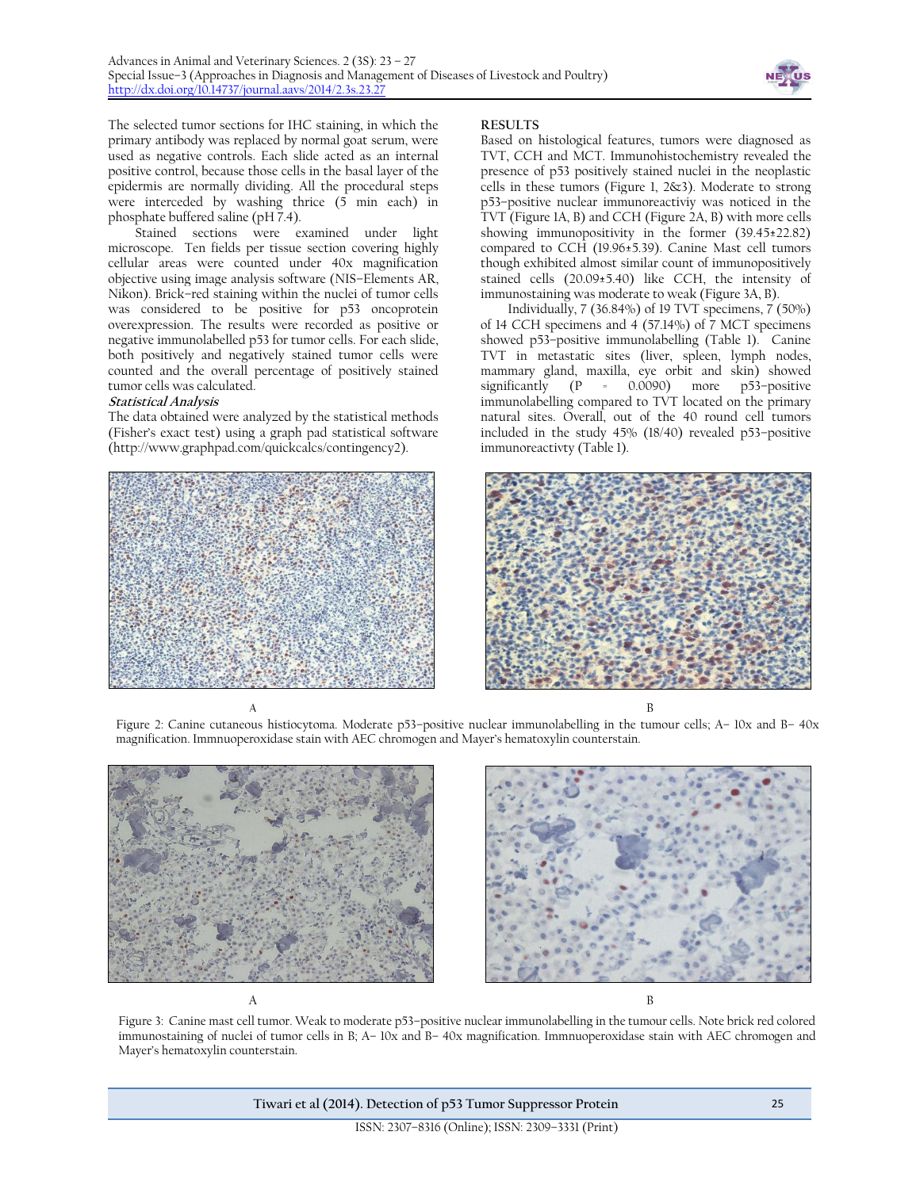The selected tumor sections for IHC staining, in which the primary antibody was replaced by normal goat serum, were used as negative controls. Each slide acted as an internal positive control, because those cells in the basal layer of the epidermis are normally dividing. All the procedural steps were interceded by washing thrice (5 min each) in phosphate buffered saline (pH 7.4).

Stained sections were examined under light microscope. Ten fields per tissue section covering highly cellular areas were counted under 40x magnification objective using image analysis software (NIS–Elements AR, Nikon). Brick–red staining within the nuclei of tumor cells was considered to be positive for p53 oncoprotein overexpression. The results were recorded as positive or negative immunolabelled p53 for tumor cells. For each slide, both positively and negatively stained tumor cells were counted and the overall percentage of positively stained tumor cells was calculated.

### *Statistical Analysis*

The data obtained were analyzed by the statistical methods (Fisher's exact test) using a graph pad statistical software (http://www.graphpad.com/quickcalcs/contingency2).

## RESULTS

Based on histological features, tumors were diagnosed as TVT, CCH and MCT. Immunohistochemistry revealed the presence of p53 positively stained nuclei in the neoplastic cells in these tumors (Figure 1, 2&3). Moderate to strong p53–positive nuclear immunoreactiviy was noticed in the TVT (Figure 1A, B) and CCH (Figure 2A, B) with more cells showing immunopositivity in the former (39.45±22.82) compared to CCH (19.96±5.39). Canine Mast cell tumors though exhibited almost similar count of immunopositively stained cells (20.09±5.40) like CCH, the intensity of immunostaining was moderate to weak (Figure 3A, B).

Individually, 7 (36.84%) of 19 TVT specimens, 7 (50%) of 14 CCH specimens and 4 (57.14%) of 7 MCT specimens showed p53–positive immunolabelling (Table 1). Canine TVT in metastatic sites (liver, spleen, lymph nodes, mammary gland, maxilla, eye orbit and skin) showed significantly ($P = 0.0090$) more p53–positive immunolabelling compared to TVT located on the primary natural sites. Overall, out of the 40 round cell tumors included in the study 45% (18/40) revealed p53–positive immunoreactivty (Table 1).

Figure 2: Canine cutaneous histiocytoma. Moderate p53–positive nuclear immunolabelling in the tumour cells; A– 10x and B– 40x magnification. Immnuoperoxidase stain with AEC chromogen and Mayer's hematoxylin counterstain.

Figure 3: Canine mast cell tumor. Weak to moderate p53–positive nuclear immunolabelling in the tumour cells. Note brick red colored immunostaining of nuclei of tumor cells in B; A– 10x and B– 40x magnification. Immnuoperoxidase stain with AEC chromogen and Mayer's hematoxylin counterstain.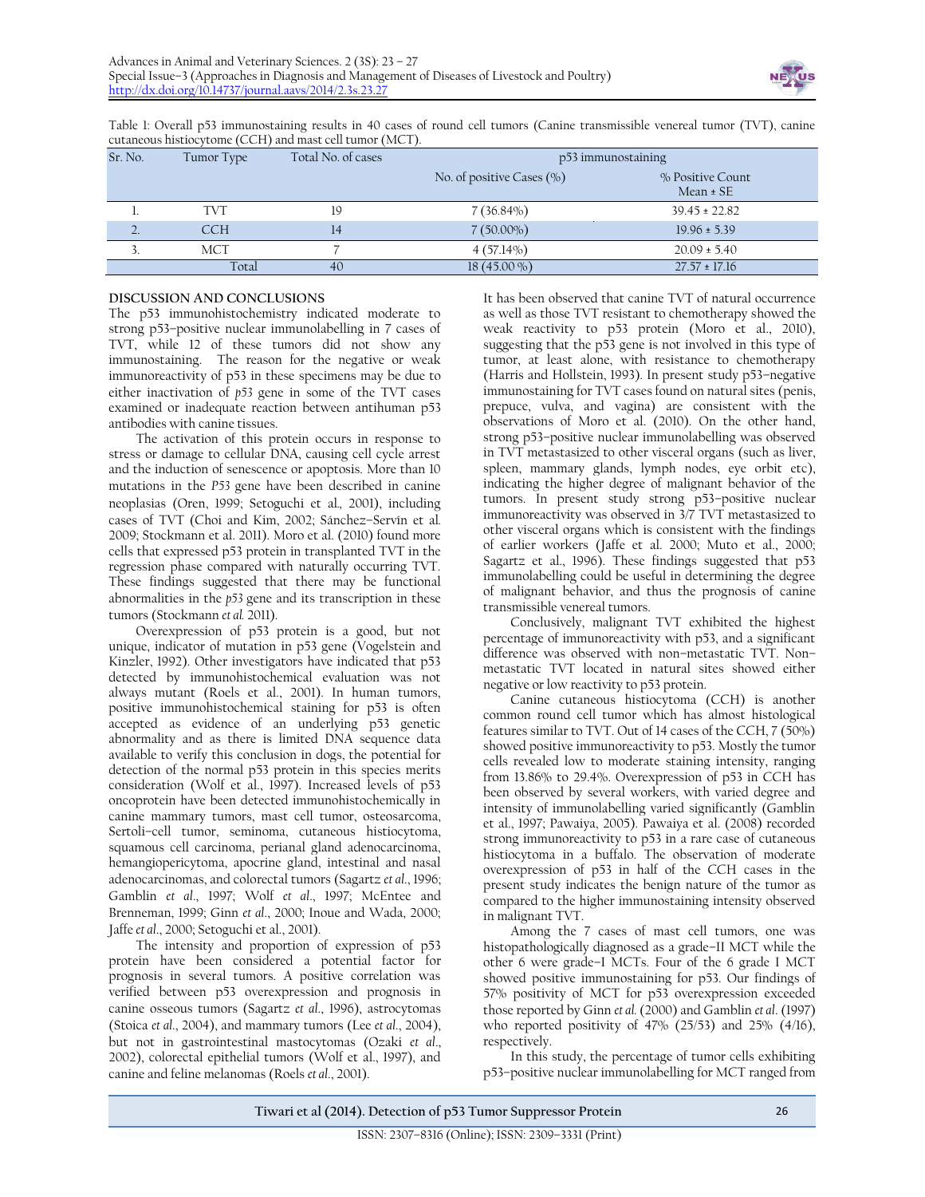Table 1: Overall p53 immunostaining results in 40 cases of round cell tumors (Canine transmissible venereal tumor (TVT), canine cutaneous histiocytome (CCH) and mast cell tumor (MCT).

| Sr. No. | Tumor Type | Total No. of cases | p53 immunostaining | |
|---|---|---|---|---|
| | | | No. of positive Cases (%) | % Positive Count Mean ± SE |
| 1. | TVT | 19 | 7 (36.84%) | 39.45 ± 22.82 |
| 2. | CCH | 14 | 7 (50.00%) | 19.96 ± 5.39 |
| 3. | MCT | 7 | 4 (57.14%) | 20.09 ± 5.40 |
| | Total | 40 | 18 (45.00 %) | 27.57 ± 17.16 |

## DISCUSSION AND CONCLUSIONS

The p53 immunohistochemistry indicated moderate to strong p53-positive nuclear immunolabelling in 7 cases of TVT, while 12 of these tumors did not show any immunostaining. The reason for the negative or weak immunoreactivity of p53 in these specimens may be due to either inactivation of *p53* gene in some of the TVT cases examined or inadequate reaction between antihuman p53 antibodies with canine tissues.

The activation of this protein occurs in response to stress or damage to cellular DNA, causing cell cycle arrest and the induction of senescence or apoptosis. More than 10 mutations in the *P53* gene have been described in canine neoplasias (Oren, 1999; Setoguchi et al., 2001), including cases of TVT (Choi and Kim, 2002; Sánchez-Servín et al. 2009; Stockmann et al. 2011). Moro et al. (2010) found more cells that expressed p53 protein in transplanted TVT in the regression phase compared with naturally occurring TVT. These findings suggested that there may be functional abnormalities in the *p53* gene and its transcription in these tumors (Stockmann *et al.* 2011).

Overexpression of p53 protein is a good, but not unique, indicator of mutation in p53 gene (Vogelstein and Kinzler, 1992). Other investigators have indicated that p53 detected by immunohistochemical evaluation was not always mutant (Roels et al., 2001). In human tumors, positive immunohistochemical staining for p53 is often accepted as evidence of an underlying p53 genetic abnormality and as there is limited DNA sequence data available to verify this conclusion in dogs, the potential for detection of the normal p53 protein in this species merits consideration (Wolf et al., 1997). Increased levels of p53 oncoprotein have been detected immunohistochemically in canine mammary tumors, mast cell tumor, osteosarcoma, Sertoli-cell tumor, seminoma, cutaneous histiocytoma, squamous cell carcinoma, perianal gland adenocarcinoma, hemangiopericytoma, apocrine gland, intestinal and nasal adenocarcinomas, and colorectal tumors (Sagartz *et al.*, 1996; Gamblin *et al.*, 1997; Wolf *et al.*, 1997; McEntee and Brenneman, 1999; Ginn *et al.*, 2000; Inoue and Wada, 2000; Jaffe *et al.*, 2000; Setoguchi et al., 2001).

The intensity and proportion of expression of p53 protein have been considered a potential factor for prognosis in several tumors. A positive correlation was verified between p53 overexpression and prognosis in canine osseous tumors (Sagartz *et al.*, 1996), astrocytomas (Stoica *et al.*, 2004), and mammary tumors (Lee *et al.*, 2004), but not in gastrointestinal mastocytomas (Ozaki *et al.*, 2002), colorectal epithelial tumors (Wolf et al., 1997), and canine and feline melanomas (Roels *et al.*, 2001).

It has been observed that canine TVT of natural occurrence as well as those TVT resistant to chemotherapy showed the weak reactivity to p53 protein (Moro et al., 2010), suggesting that the p53 gene is not involved in this type of tumor, at least alone, with resistance to chemotherapy (Harris and Hollstein, 1993). In present study p53-negative immunostaining for TVT cases found on natural sites (penis, prepuce, vulva, and vagina) are consistent with the observations of Moro et al. (2010). On the other hand, strong p53-positive nuclear immunolabelling was observed in TVT metastasized to other visceral organs (such as liver, spleen, mammary glands, lymph nodes, eye orbit etc), indicating the higher degree of malignant behavior of the tumors. In present study strong p53-positive nuclear immunoreactivity was observed in 3/7 TVT metastasized to other visceral organs which is consistent with the findings of earlier workers (Jaffe et al. 2000; Muto et al., 2000; Sagartz et al., 1996). These findings suggested that p53 immunolabelling could be useful in determining the degree of malignant behavior, and thus the prognosis of canine transmissible venereal tumors.

Conclusively, malignant TVT exhibited the highest percentage of immunoreactivity with p53, and a significant difference was observed with non-metastatic TVT. Non-metastatic TVT located in natural sites showed either negative or low reactivity to p53 protein.

Canine cutaneous histiocytoma (CCH) is another common round cell tumor which has almost histological features similar to TVT. Out of 14 cases of the CCH, 7 (50%) showed positive immunoreactivity to p53. Mostly the tumor cells revealed low to moderate staining intensity, ranging from 13.86% to 29.4%. Overexpression of p53 in CCH has been observed by several workers, with varied degree and intensity of immunolabelling varied significantly (Gamblin et al., 1997; Pawaiya, 2005). Pawaiya et al. (2008) recorded strong immunoreactivity to p53 in a rare case of cutaneous histiocytoma in a buffalo. The observation of moderate overexpression of p53 in half of the CCH cases in the present study indicates the benign nature of the tumor as compared to the higher immunostaining intensity observed in malignant TVT.

Among the 7 cases of mast cell tumors, one was histopathologically diagnosed as a grade-II MCT while the other 6 were grade-I MCTs. Four of the 6 grade I MCT showed positive immunostaining for p53. Our findings of 57% positivity of MCT for p53 overexpression exceeded those reported by Ginn *et al.* (2000) and Gamblin *et al.* (1997) who reported positivity of 47% (25/53) and 25% (4/16), respectively.

In this study, the percentage of tumor cells exhibiting p53-positive nuclear immunolabelling for MCT ranged from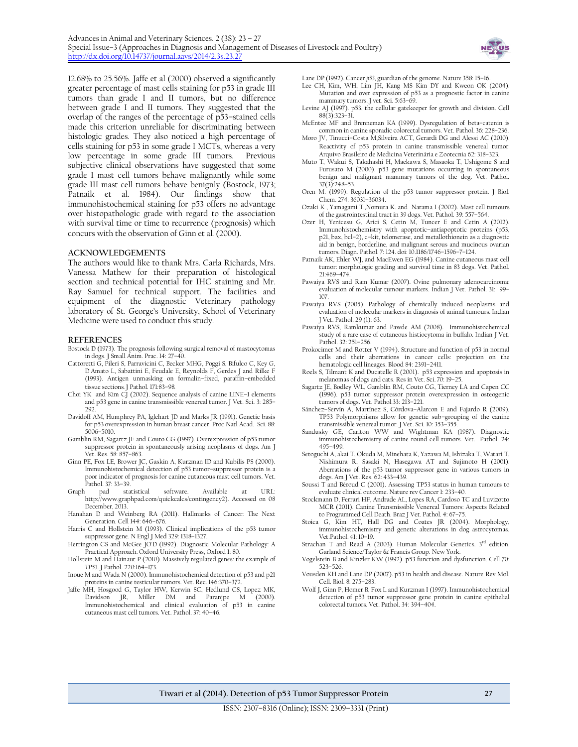12.68% to 25.56%. Jaffe et al (2000) observed a significantly greater percentage of mast cells staining for p53 in grade III tumors than grade I and II tumors, but no difference between grade I and II tumors. They suggested that the overlap of the ranges of the percentage of p53–stained cells made this criterion unreliable for discriminating between histologic grades. They also noticed a high percentage of cells staining for p53 in some grade I MCTs, whereas a very low percentage in some grade III tumors. Previous subjective clinical observations have suggested that some grade I mast cell tumors behave malignantly while some grade III mast cell tumors behave benignly (Bostock, 1973; Patnaik et al. 1984). Our findings show that immunohistochemical staining for p53 offers no advantage over histopathologic grade with regard to the association with survival time or time to recurrence (prognosis) which concurs with the observation of Ginn et al. (2000).

## ACKNOWLEDGEMENTS

The authors would like to thank Mrs. Carla Richards, Mrs. Vanessa Mathew for their preparation of histological section and technical potential for IHC staining and Mr. Ray Samuel for technical support. The facilities and equipment of the diagnostic Veterinary pathology laboratory of St. George's University, School of Veterinary Medicine were used to conduct this study.

## REFERENCES

Bostock D (1973). The prognosis following surgical removal of mastocytomas in dogs. J Small Anim. Prac. 14: 27–40.

Cattoretti G, Pileri S, Parravicini C, Becker MHG, Poggi S, Bifulco C, Key G, D'Amato L, Sabattini E, Feudale E, Reynolds F, Gerdes J and Rilke F (1993). Antigen unmasking on formalin–fixed, paraffin–embedded tissue sections. J Pathol. 171:83–98.

Choi YK and Kim CJ (2002). Sequence analysis of canine LINE–1 elements and p53 gene in canine transmissible venereal tumor. J Vet. Sci. 3: 285–292.

Davidoff AM, Humphrey PA, Iglehart JD and Marks JR (1991). Genetic basis for p53 overexpression in human breast cancer. Proc Natl Acad. Sci. 88: 5006–5010.

Gamblin RM, Sagartz JE and Couto CG (1997). Overexpression of p53 tumor suppressor protein in spontaneously arising neoplasms of dogs. Am J Vet. Res. 58: 857–863.

Ginn PE, Fox LE, Brower JC, Gaskin A, Kurzman ID and Kubilis PS (2000). Immunohistochemical detection of p53 tumor–suppressor protein is a poor indicator of prognosis for canine cutaneous mast cell tumors. Vet. Pathol. 37: 33–39.

Graph pad statistical software. Available at URL: http://www.graphpad.com/quickcalcs/contingency2). Accessed on 08 December, 2013.

Hanahan D and Weinberg RA (2011). Hallmarks of Cancer: The Next Generation. Cell 144: 646–676.

Harris C and Hollstein M (1993). Clinical implications of the p53 tumor suppressor gene. N Engl J Med 329: 1318–1327.

Herrington CS and McGee JO'D (1992). Diagnostic Molecular Pathology: A Practical Approach. Oxford University Press, Oxford 1: 80.

Hollstein M and Hainaut P (2010). Massively regulated genes: the example of *TP53*. J Pathol. 220:164–173.

Inoue M and Wada N (2000). Immunohistochemical detection of p53 and p21 proteins in canine testicular tumors. Vet. Rec. 146:370–372.

Jaffe MH, Hosgood G, Taylor HW, Kerwin SC, Hedlund CS, Lopez MK, Davidson JR, Miller DM and Paranjpe M (2000). Immunohistochemical and clinical evaluation of p53 in canine cutaneous mast cell tumors. Vet. Pathol. 37: 40–46.

Lane DP (1992). Cancer *p53*, guardian of the genome. Nature 358: 15–16.

Lee CH, Kim, WH, Lim JH, Kang MS Kim DY and Kweon OK (2004). Mutation and over expression of p53 as a prognostic factor in canine mammary tumors. J vet. Sci. 5:63–69.

Levine AJ (1997). p53, the cellular gatekeeper for growth and division. Cell 88(3):323–31.

McEntee MF and Brenneman KA (1999). Dysregulation of beta–catenin is common in canine sporadic colorectal tumors. Vet. Pathol. 36: 228–236.

Moro JV, Tinucci–Costa M,Silveira ACT, Gerardi DG and Alessi AC (2010). Reactivity of p53 protein in canine transmissible venereal tumor. Arquivo Brasileiro de Medicina Veterinária e Zootecnia 62: 318–323.

Muto T, Wakui S, Takahashi H, Maekawa S, Masaoka T, Ushigome S and Furusato M (2000). p53 gene mutations occurring in spontaneous benign and malignant mammary tumors of the dog. Vet. Pathol. 37(3):248–53.

Oren M. (1999). Regulation of the p53 tumor suppressor protein. J Biol. Chem. 274: 36031–36034.

Ozaki K , Yamagami T.,Nomura K. and Narama I (2002). Mast cell tumours of the gastrointestinal tract in 39 dogs. Vet. Pathol. 39: 557–564.

Ozer H, Yenicesu G, Arici S, Cetin M, Tuncer E and Cetin A (2012). Immunohistochemistry with apoptotic–antiapoptotic proteins (p53, p21, bax, bcl–2), c–kit, telomerase, and metallothionein as a diagnostic aid in benign, borderline, and malignant serous and mucinous ovarian tumors. Diagn. Pathol. 7: 124. doi: 10.1186/1746–1596–7–124.

Patnaik AK, Ehler WJ, and MacEwen EG (1984). Canine cutaneous mast cell tumor: morphologic grading and survival time in 83 dogs. Vet. Pathol. 21:469–474.

Pawaiya RVS and Ram Kumar (2007). Ovine pulmonary adenocarcinoma: evaluation of molecular tumour markers. Indian J Vet. Pathol. 31: 99–107.

Pawaiya RVS (2005). Pathology of chemically induced neoplasms and evaluation of molecular markers in diagnosis of animal tumours. Indian J Vet. Pathol. 29 (1): 63.

Pawaiya RVS, Ramkumar and Pawde AM (2008). Immunohistochemical study of a rare case of cutaneous histiocytoma in buffalo. Indian J Vet. Pathol. 32: 251–256.

Prokocimer M and Rotter V (1994). Structure and function of p53 in normal cells and their aberrations in cancer cells: projection on the hematologic cell lineages. Blood 84: 2391–2411.

Roels S, Tilmant K and Ducatelle R (2001). p53 expression and apoptosis in melanomas of dogs and cats. Res in Vet. Sci. 70: 19–25.

Sagartz JE, Bodley WL, Gamblin RM, Couto CG, Tierney LA and Capen CC (1996). p53 tumor suppressor protein overexpression in osteogenic tumors of dogs. Vet. Pathol.33: 213–221.

Sánchez–Servín A, Martinez S, Córdova–Alarcon E and Fajardo R (2009). TP53 Polymorphisms allow for genetic sub–grouping of the canine transmissible venereal tumor. J Vet. Sci. 10: 353–355.

Sandusky GE, Carlton WW and Wightman KA (1987). Diagnostic immunohistochemistry of canine round cell tumors. Vet. Pathol. 24: 495–499.

Setoguchi A, akai T, Okuda M, Minehata K, Yazawa M, Ishizaka T, Watari T, Nishimura R, Sasaki N, Hasegawa AT and Sujimoto H (2001). Aberrations of the p53 tumor suppressor gene in various tumors in dogs. Am J Vet. Res. 62: 433–439.

Soussi T and Béroud C (2001). Assessing TP53 status in human tumours to evaluate clinical outcome. Nature rev Cancer 1: 233–40.

Stockmann D, Ferrari HF, Andrade AL, Lopes RA, Cardoso TC and Luvizotto MCR (2011). Canine Transmissible Venereal Tumors: Aspects Related to Programmed Cell Death. Braz J Vet. Pathol. 4: 67–75.

Stoica G, Kim HT, Hall DG and Coates JR (2004). Morphology, immunohistochemistry and genetic alterations in dog astrocytomas. Vet.Pathol. 41: 10–19.

Strachan T and Read A (2003). Human Molecular Genetics. 3rd edition. Garland Science/Taylor & Francis Group. New York.

Vogelstein B and Kinzler KW (1992). p53 function and dysfunction. Cell 70: 523–526.

Vousden KH and Lane DP (2007). p53 in health and disease. Nature Rev Mol. Cell. Biol. 8: 275–283.

Wolf J, Ginn P, Homer B, Fox L and Kurzman I (1997). Immunohistochemical detection of p53 tumor suppressor gene protein in canine epithelial colorectal tumors. Vet. Pathol. 34: 394–404.